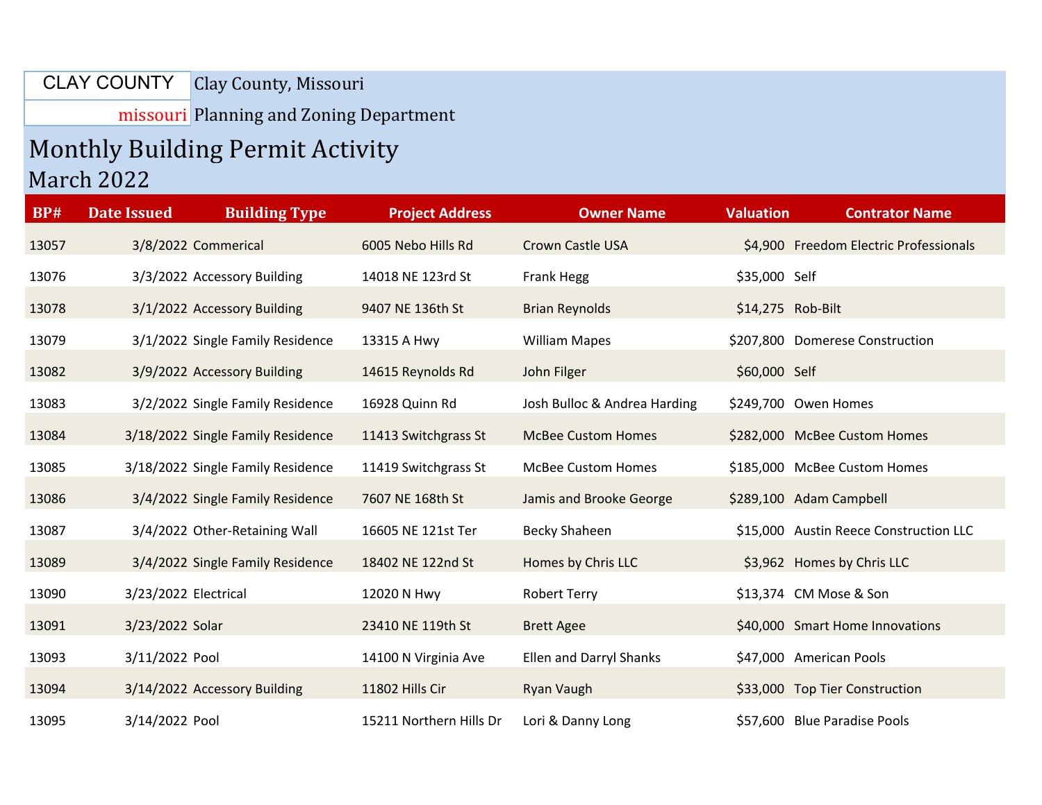CLAY COUNTY missouri

Clay County, Missouri

Planning and Zoning Department

# Monthly Building Permit Activity

## March 2022

| BP# | Date Issued | Building Type | Project Address | Owner Name | Valuation | Contrator Name |
|---|---|---|---|---|---|---|
| 13057 | 3/8/2022 | Commerical | 6005 Nebo Hills Rd | Crown Castle USA | $4,900 | Freedom Electric Professionals |
| 13076 | 3/3/2022 | Accessory Building | 14018 NE 123rd St | Frank Hegg | $35,000 | Self |
| 13078 | 3/1/2022 | Accessory Building | 9407 NE 136th St | Brian Reynolds | $14,275 | Rob-Bilt |
| 13079 | 3/1/2022 | Single Family Residence | 13315 A Hwy | William Mapes | $207,800 | Domerese Construction |
| 13082 | 3/9/2022 | Accessory Building | 14615 Reynolds Rd | John Filger | $60,000 | Self |
| 13083 | 3/2/2022 | Single Family Residence | 16928 Quinn Rd | Josh Bulloc & Andrea Harding | $249,700 | Owen Homes |
| 13084 | 3/18/2022 | Single Family Residence | 11413 Switchgrass St | McBee Custom Homes | $282,000 | McBee Custom Homes |
| 13085 | 3/18/2022 | Single Family Residence | 11419 Switchgrass St | McBee Custom Homes | $185,000 | McBee Custom Homes |
| 13086 | 3/4/2022 | Single Family Residence | 7607 NE 168th St | Jamis and Brooke George | $289,100 | Adam Campbell |
| 13087 | 3/4/2022 | Other-Retaining Wall | 16605 NE 121st Ter | Becky Shaheen | $15,000 | Austin Reece Construction LLC |
| 13089 | 3/4/2022 | Single Family Residence | 18402 NE 122nd St | Homes by Chris LLC | $3,962 | Homes by Chris LLC |
| 13090 | 3/23/2022 | Electrical | 12020 N Hwy | Robert Terry | $13,374 | CM Mose & Son |
| 13091 | 3/23/2022 | Solar | 23410 NE 119th St | Brett Agee | $40,000 | Smart Home Innovations |
| 13093 | 3/11/2022 | Pool | 14100 N Virginia Ave | Ellen and Darryl Shanks | $47,000 | American Pools |
| 13094 | 3/14/2022 | Accessory Building | 11802 Hills Cir | Ryan Vaugh | $33,000 | Top Tier Construction |
| 13095 | 3/14/2022 | Pool | 15211 Northern Hills Dr | Lori & Danny Long | $57,600 | Blue Paradise Pools |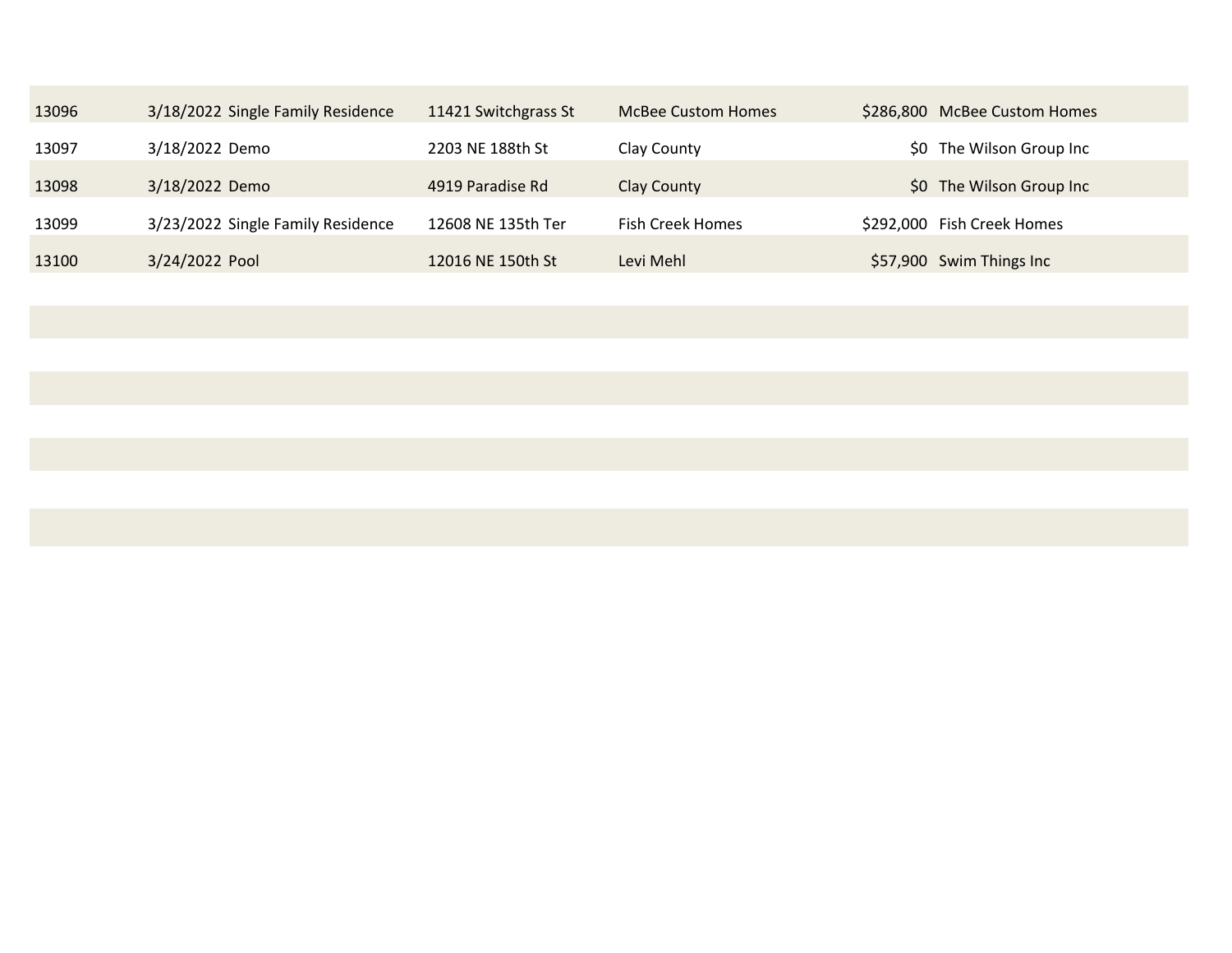| | | | | | | |
|---|---|---|---|---|---|---|
| 13096 | 3/18/2022 | Single Family Residence | 11421 Switchgrass St | McBee Custom Homes | $286,800 | McBee Custom Homes |
| 13097 | 3/18/2022 | Demo | 2203 NE 188th St | Clay County | $0 | The Wilson Group Inc |
| 13098 | 3/18/2022 | Demo | 4919 Paradise Rd | Clay County | $0 | The Wilson Group Inc |
| 13099 | 3/23/2022 | Single Family Residence | 12608 NE 135th Ter | Fish Creek Homes | $292,000 | Fish Creek Homes |
| 13100 | 3/24/2022 | Pool | 12016 NE 150th St | Levi Mehl | $57,900 | Swim Things Inc |